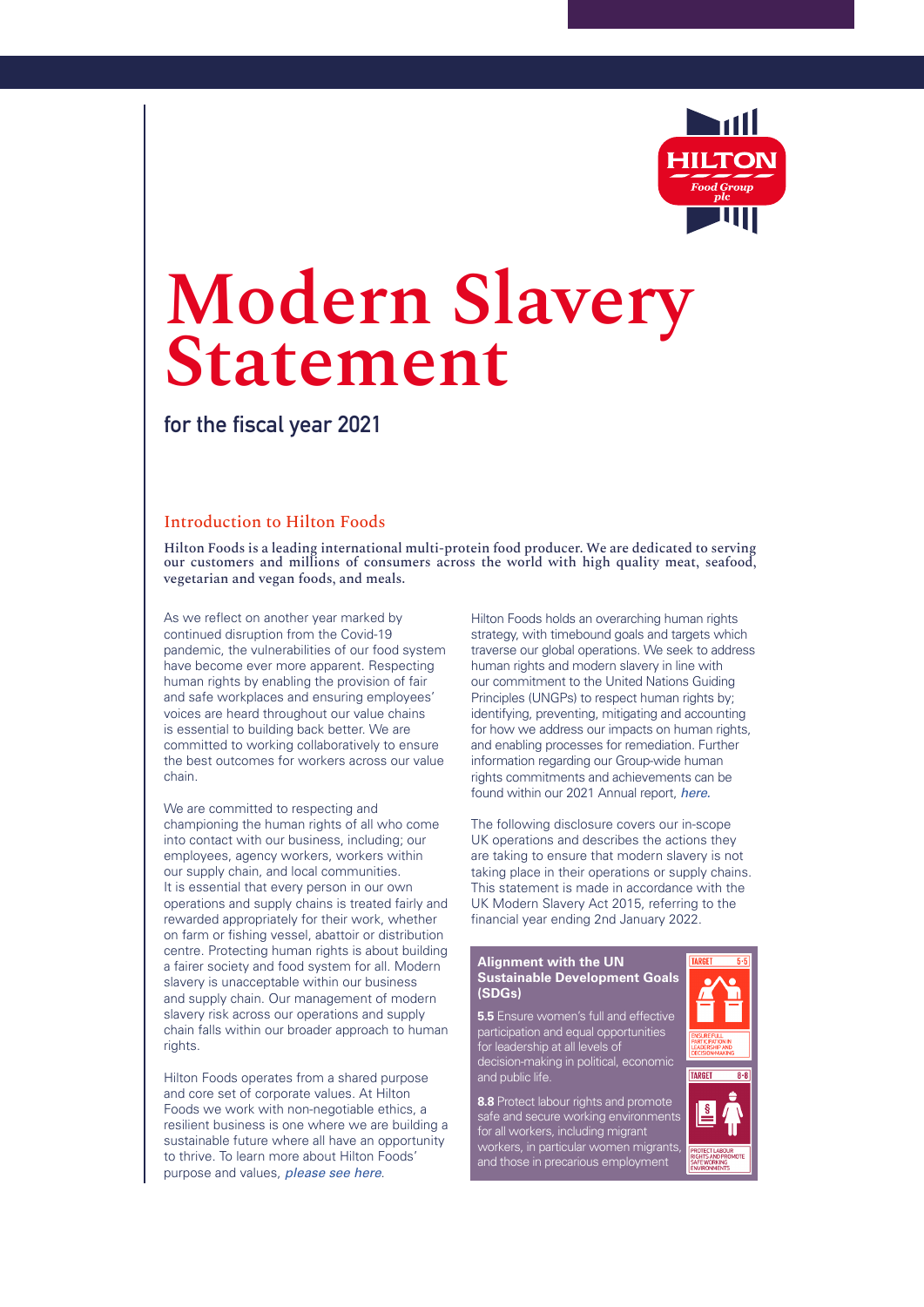# Modern Slavery Statement

## for the fiscal year 2021

### Introduction to Hilton Foods

Hilton Foods is a leading international multi-protein food producer. We are dedicated to serving our customers and millions of consumers across the world with high quality meat, seafood, vegetarian and vegan foods, and meals.

As we reflect on another year marked by continued disruption from the Covid-19 pandemic, the vulnerabilities of our food system have become ever more apparent. Respecting human rights by enabling the provision of fair and safe workplaces and ensuring employees' voices are heard throughout our value chains is essential to building back better. We are committed to working collaboratively to ensure the best outcomes for workers across our value chain.

We are committed to respecting and championing the human rights of all who come into contact with our business, including; our employees, agency workers, workers within our supply chain, and local communities. It is essential that every person in our own operations and supply chains is treated fairly and rewarded appropriately for their work, whether on farm or fishing vessel, abattoir or distribution centre. Protecting human rights is about building a fairer society and food system for all. Modern slavery is unacceptable within our business and supply chain. Our management of modern slavery risk across our operations and supply chain falls within our broader approach to human rights.

Hilton Foods operates from a shared purpose and core set of corporate values. At Hilton Foods we work with non-negotiable ethics, a resilient business is one where we are building a sustainable future where all have an opportunity to thrive. To learn more about Hilton Foods' purpose and values, *please see here*.

Hilton Foods holds an overarching human rights strategy, with timebound goals and targets which traverse our global operations. We seek to address human rights and modern slavery in line with our commitment to the United Nations Guiding Principles (UNGPs) to respect human rights by; identifying, preventing, mitigating and accounting for how we address our impacts on human rights, and enabling processes for remediation. Further information regarding our Group-wide human rights commitments and achievements can be found within our 2021 Annual report, *here*.

The following disclosure covers our in-scope UK operations and describes the actions they are taking to ensure that modern slavery is not taking place in their operations or supply chains. This statement is made in accordance with the UK Modern Slavery Act 2015, referring to the financial year ending 2nd January 2022.

**Alignment with the UN Sustainable Development Goals (SDGs)**

**5.5** Ensure women's full and effective participation and equal opportunities for leadership at all levels of decision-making in political, economic and public life.

**8.8** Protect labour rights and promote safe and secure working environments for all workers, including migrant workers, in particular women migrants, and those in precarious employment

TARGET 5.5 — ENSURE FULL PARTICIPATION IN LEADERSHIP AND DECISION-MAKING

TARGET 8.8 — PROTECT LABOUR RIGHTS AND PROMOTE SAFE WORKING ENVIRONMENTS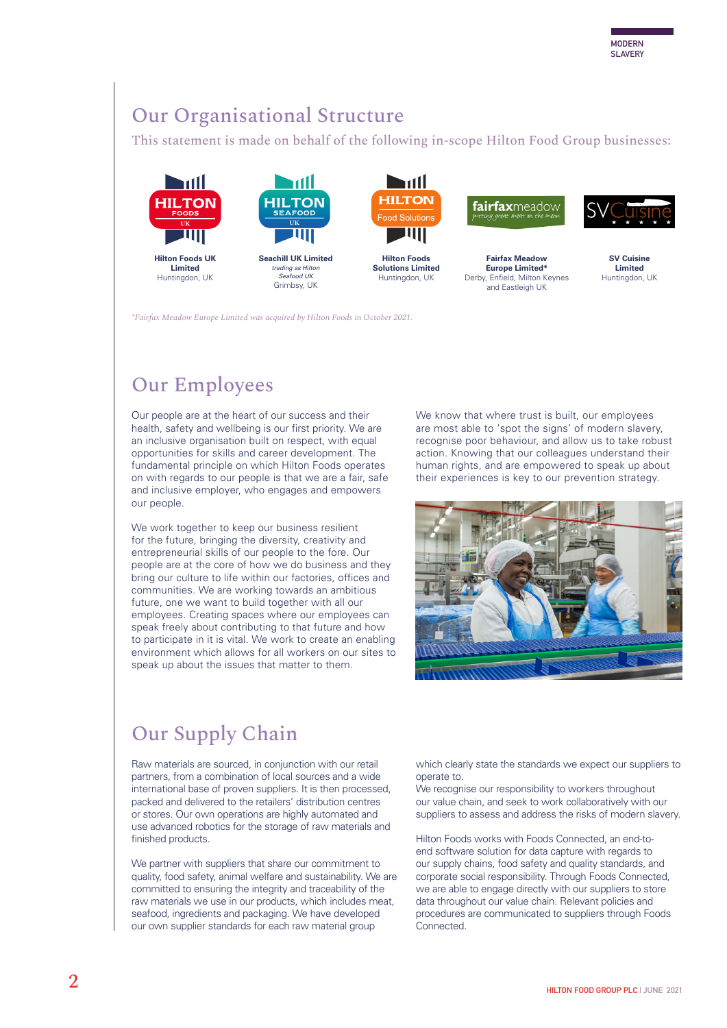## Our Organisational Structure

This statement is made on behalf of the following in-scope Hilton Food Group businesses:

**Hilton Foods UK Limited**
Huntingdon, UK

**Seachill UK Limited**
*trading as Hilton Seafood UK*
Grimsby, UK

**Hilton Foods Solutions Limited**
Huntingdon, UK

**Fairfax Meadow Europe Limited***
Derby, Enfield, Milton Keynes and Eastleigh UK

**SV Cuisine Limited**
Huntingdon, UK

*\*Fairfax Meadow Europe Limited was acquired by Hilton Foods in October 2021.*

## Our Employees

Our people are at the heart of our success and their health, safety and wellbeing is our first priority. We are an inclusive organisation built on respect, with equal opportunities for skills and career development. The fundamental principle on which Hilton Foods operates on with regards to our people is that we are a fair, safe and inclusive employer, who engages and empowers our people.

We work together to keep our business resilient for the future, bringing the diversity, creativity and entrepreneurial skills of our people to the fore. Our people are at the core of how we do business and they bring our culture to life within our factories, offices and communities. We are working towards an ambitious future, one we want to build together with all our employees. Creating spaces where our employees can speak freely about contributing to that future and how to participate in it is vital. We work to create an enabling environment which allows for all workers on our sites to speak up about the issues that matter to them.

We know that where trust is built, our employees are most able to 'spot the signs' of modern slavery, recognise poor behaviour, and allow us to take robust action. Knowing that our colleagues understand their human rights, and are empowered to speak up about their experiences is key to our prevention strategy.

## Our Supply Chain

Raw materials are sourced, in conjunction with our retail partners, from a combination of local sources and a wide international base of proven suppliers. It is then processed, packed and delivered to the retailers' distribution centres or stores. Our own operations are highly automated and use advanced robotics for the storage of raw materials and finished products.

We partner with suppliers that share our commitment to quality, food safety, animal welfare and sustainability. We are committed to ensuring the integrity and traceability of the raw materials we use in our products, which includes meat, seafood, ingredients and packaging. We have developed our own supplier standards for each raw material group which clearly state the standards we expect our suppliers to operate to.

We recognise our responsibility to workers throughout our value chain, and seek to work collaboratively with our suppliers to assess and address the risks of modern slavery.

Hilton Foods works with Foods Connected, an end-to-end software solution for data capture with regards to our supply chains, food safety and quality standards, and corporate social responsibility. Through Foods Connected, we are able to engage directly with our suppliers to store data throughout our value chain. Relevant policies and procedures are communicated to suppliers through Foods Connected.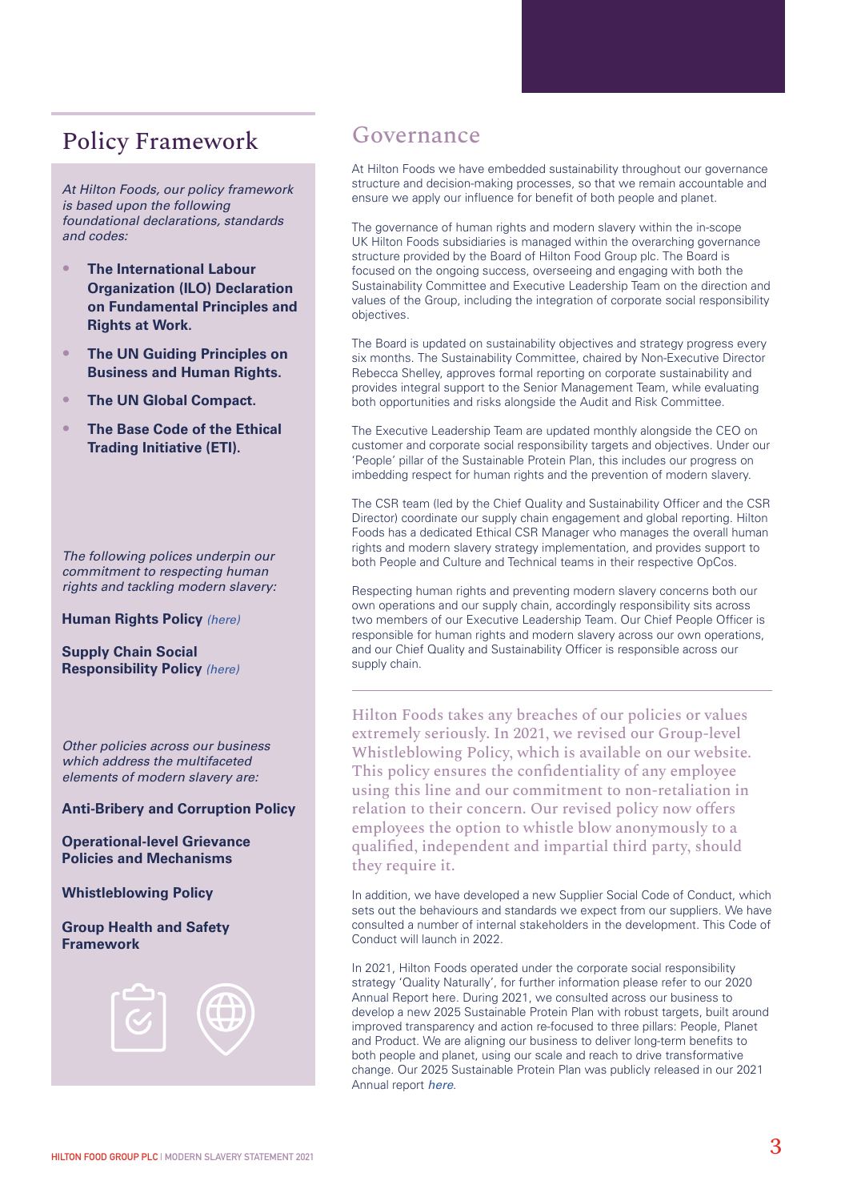## Policy Framework

*At Hilton Foods, our policy framework is based upon the following foundational declarations, standards and codes:*

- **The International Labour Organization (ILO) Declaration on Fundamental Principles and Rights at Work.**
- **The UN Guiding Principles on Business and Human Rights.**
- **The UN Global Compact.**
- **The Base Code of the Ethical Trading Initiative (ETI).**

*The following polices underpin our commitment to respecting human rights and tackling modern slavery:*

**Human Rights Policy** *(here)*

**Supply Chain Social Responsibility Policy** *(here)*

*Other policies across our business which address the multifaceted elements of modern slavery are:*

**Anti-Bribery and Corruption Policy**

**Operational-level Grievance Policies and Mechanisms**

**Whistleblowing Policy**

**Group Health and Safety Framework**

## Governance

At Hilton Foods we have embedded sustainability throughout our governance structure and decision-making processes, so that we remain accountable and ensure we apply our influence for benefit of both people and planet.

The governance of human rights and modern slavery within the in-scope UK Hilton Foods subsidiaries is managed within the overarching governance structure provided by the Board of Hilton Food Group plc. The Board is focused on the ongoing success, overseeing and engaging with both the Sustainability Committee and Executive Leadership Team on the direction and values of the Group, including the integration of corporate social responsibility objectives.

The Board is updated on sustainability objectives and strategy progress every six months. The Sustainability Committee, chaired by Non-Executive Director Rebecca Shelley, approves formal reporting on corporate sustainability and provides integral support to the Senior Management Team, while evaluating both opportunities and risks alongside the Audit and Risk Committee.

The Executive Leadership Team are updated monthly alongside the CEO on customer and corporate social responsibility targets and objectives. Under our 'People' pillar of the Sustainable Protein Plan, this includes our progress on imbedding respect for human rights and the prevention of modern slavery.

The CSR team (led by the Chief Quality and Sustainability Officer and the CSR Director) coordinate our supply chain engagement and global reporting. Hilton Foods has a dedicated Ethical CSR Manager who manages the overall human rights and modern slavery strategy implementation, and provides support to both People and Culture and Technical teams in their respective OpCos.

Respecting human rights and preventing modern slavery concerns both our own operations and our supply chain, accordingly responsibility sits across two members of our Executive Leadership Team. Our Chief People Officer is responsible for human rights and modern slavery across our own operations, and our Chief Quality and Sustainability Officer is responsible across our supply chain.

Hilton Foods takes any breaches of our policies or values extremely seriously. In 2021, we revised our Group-level Whistleblowing Policy, which is available on our website. This policy ensures the confidentiality of any employee using this line and our commitment to non-retaliation in relation to their concern. Our revised policy now offers employees the option to whistle blow anonymously to a qualified, independent and impartial third party, should they require it.

In addition, we have developed a new Supplier Social Code of Conduct, which sets out the behaviours and standards we expect from our suppliers. We have consulted a number of internal stakeholders in the development. This Code of Conduct will launch in 2022.

In 2021, Hilton Foods operated under the corporate social responsibility strategy 'Quality Naturally', for further information please refer to our 2020 Annual Report here. During 2021, we consulted across our business to develop a new 2025 Sustainable Protein Plan with robust targets, built around improved transparency and action re-focused to three pillars: People, Planet and Product. We are aligning our business to deliver long-term benefits to both people and planet, using our scale and reach to drive transformative change. Our 2025 Sustainable Protein Plan was publicly released in our 2021 Annual report *here*.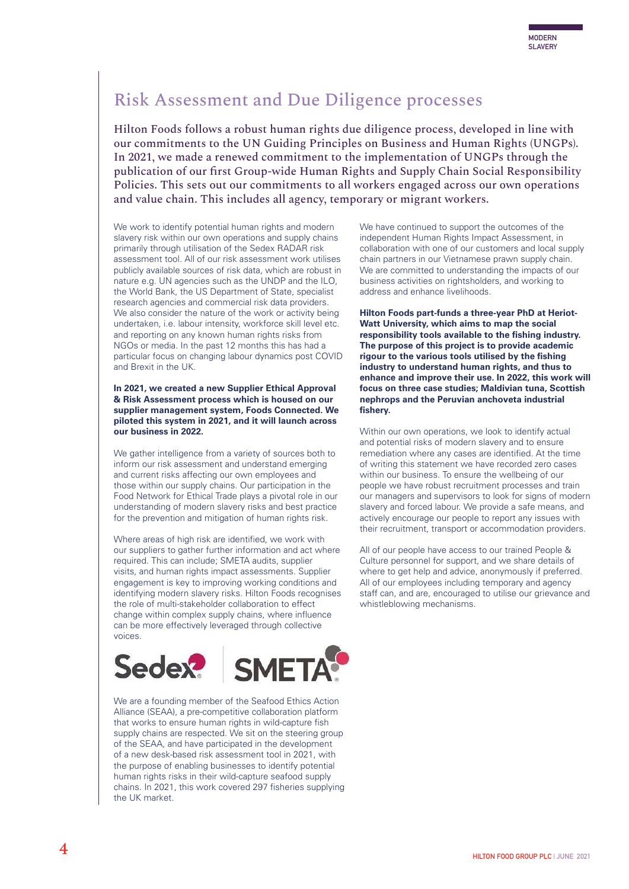# Risk Assessment and Due Diligence processes

Hilton Foods follows a robust human rights due diligence process, developed in line with our commitments to the UN Guiding Principles on Business and Human Rights (UNGPs). In 2021, we made a renewed commitment to the implementation of UNGPs through the publication of our first Group-wide Human Rights and Supply Chain Social Responsibility Policies. This sets out our commitments to all workers engaged across our own operations and value chain. This includes all agency, temporary or migrant workers.

We work to identify potential human rights and modern slavery risk within our own operations and supply chains primarily through utilisation of the Sedex RADAR risk assessment tool. All of our risk assessment work utilises publicly available sources of risk data, which are robust in nature e.g. UN agencies such as the UNDP and the ILO, the World Bank, the US Department of State, specialist research agencies and commercial risk data providers. We also consider the nature of the work or activity being undertaken, i.e. labour intensity, workforce skill level etc. and reporting on any known human rights risks from NGOs or media. In the past 12 months this has had a particular focus on changing labour dynamics post COVID and Brexit in the UK.

**In 2021, we created a new Supplier Ethical Approval & Risk Assessment process which is housed on our supplier management system, Foods Connected. We piloted this system in 2021, and it will launch across our business in 2022.**

We gather intelligence from a variety of sources both to inform our risk assessment and understand emerging and current risks affecting our own employees and those within our supply chains. Our participation in the Food Network for Ethical Trade plays a pivotal role in our understanding of modern slavery risks and best practice for the prevention and mitigation of human rights risk.

Where areas of high risk are identified, we work with our suppliers to gather further information and act where required. This can include; SMETA audits, supplier visits, and human rights impact assessments. Supplier engagement is key to improving working conditions and identifying modern slavery risks. Hilton Foods recognises the role of multi-stakeholder collaboration to effect change within complex supply chains, where influence can be more effectively leveraged through collective voices.

We are a founding member of the Seafood Ethics Action Alliance (SEAA), a pre-competitive collaboration platform that works to ensure human rights in wild-capture fish supply chains are respected. We sit on the steering group of the SEAA, and have participated in the development of a new desk-based risk assessment tool in 2021, with the purpose of enabling businesses to identify potential human rights risks in their wild-capture seafood supply chains. In 2021, this work covered 297 fisheries supplying the UK market.

We have continued to support the outcomes of the independent Human Rights Impact Assessment, in collaboration with one of our customers and local supply chain partners in our Vietnamese prawn supply chain. We are committed to understanding the impacts of our business activities on rightsholders, and working to address and enhance livelihoods.

**Hilton Foods part-funds a three-year PhD at Heriot-Watt University, which aims to map the social responsibility tools available to the fishing industry. The purpose of this project is to provide academic rigour to the various tools utilised by the fishing industry to understand human rights, and thus to enhance and improve their use. In 2022, this work will focus on three case studies; Maldivian tuna, Scottish nephrops and the Peruvian anchoveta industrial fishery.**

Within our own operations, we look to identify actual and potential risks of modern slavery and to ensure remediation where any cases are identified. At the time of writing this statement we have recorded zero cases within our business. To ensure the wellbeing of our people we have robust recruitment processes and train our managers and supervisors to look for signs of modern slavery and forced labour. We provide a safe means, and actively encourage our people to report any issues with their recruitment, transport or accommodation providers.

All of our people have access to our trained People & Culture personnel for support, and we share details of where to get help and advice, anonymously if preferred. All of our employees including temporary and agency staff can, and are, encouraged to utilise our grievance and whistleblowing mechanisms.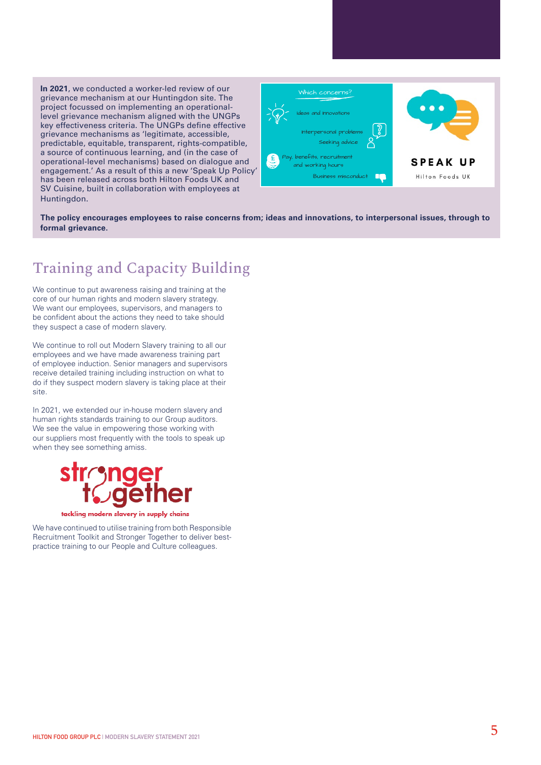**In 2021**, we conducted a worker-led review of our grievance mechanism at our Huntingdon site. The project focussed on implementing an operational-level grievance mechanism aligned with the UNGPs key effectiveness criteria. The UNGPs define effective grievance mechanisms as 'legitimate, accessible, predictable, equitable, transparent, rights-compatible, a source of continuous learning, and (in the case of operational-level mechanisms) based on dialogue and engagement.' As a result of this a new 'Speak Up Policy' has been released across both Hilton Foods UK and SV Cuisine, built in collaboration with employees at Huntingdon.

Which concerns?

- Ideas and innovations
- Interpersonal problems
- Seeking advice
- Pay, benefits, recruitment and working hours
- Business misconduct

SPEAK UP

Hilton Foods UK

**The policy encourages employees to raise concerns from; ideas and innovations, to interpersonal issues, through to formal grievance.**

## Training and Capacity Building

We continue to put awareness raising and training at the core of our human rights and modern slavery strategy. We want our employees, supervisors, and managers to be confident about the actions they need to take should they suspect a case of modern slavery.

We continue to roll out Modern Slavery training to all our employees and we have made awareness training part of employee induction. Senior managers and supervisors receive detailed training including instruction on what to do if they suspect modern slavery is taking place at their site.

In 2021, we extended our in-house modern slavery and human rights standards training to our Group auditors. We see the value in empowering those working with our suppliers most frequently with the tools to speak up when they see something amiss.

stronger together

tackling modern slavery in supply chains

We have continued to utilise training from both Responsible Recruitment Toolkit and Stronger Together to deliver best-practice training to our People and Culture colleagues.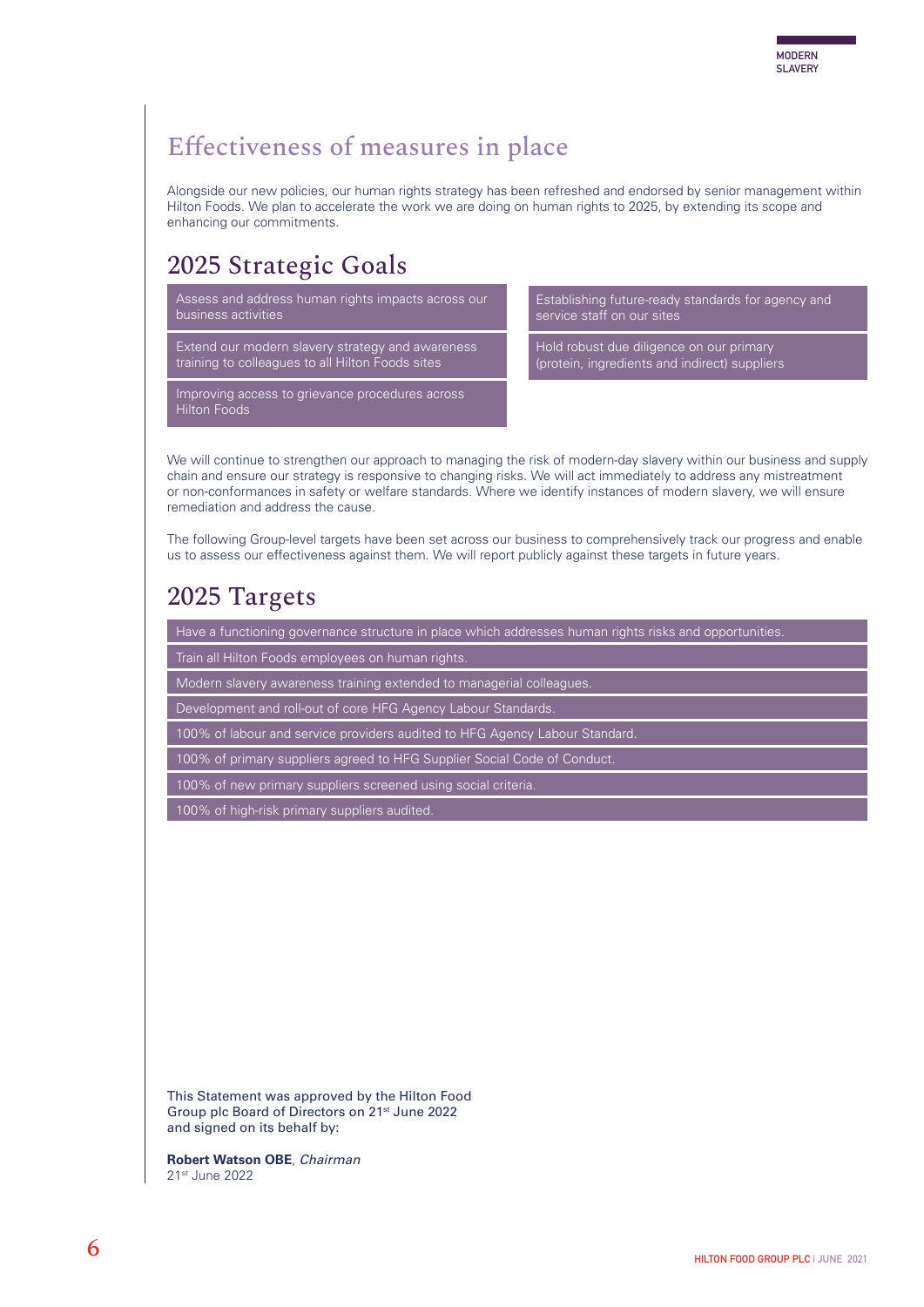# Effectiveness of measures in place

Alongside our new policies, our human rights strategy has been refreshed and endorsed by senior management within Hilton Foods. We plan to accelerate the work we are doing on human rights to 2025, by extending its scope and enhancing our commitments.

## 2025 Strategic Goals

- Assess and address human rights impacts across our business activities
- Extend our modern slavery strategy and awareness training to colleagues to all Hilton Foods sites
- Improving access to grievance procedures across Hilton Foods
- Establishing future-ready standards for agency and service staff on our sites
- Hold robust due diligence on our primary (protein, ingredients and indirect) suppliers

We will continue to strengthen our approach to managing the risk of modern-day slavery within our business and supply chain and ensure our strategy is responsive to changing risks. We will act immediately to address any mistreatment or non-conformances in safety or welfare standards. Where we identify instances of modern slavery, we will ensure remediation and address the cause.

The following Group-level targets have been set across our business to comprehensively track our progress and enable us to assess our effectiveness against them. We will report publicly against these targets in future years.

## 2025 Targets

- Have a functioning governance structure in place which addresses human rights risks and opportunities.
- Train all Hilton Foods employees on human rights.
- Modern slavery awareness training extended to managerial colleagues.
- Development and roll-out of core HFG Agency Labour Standards.
- 100% of labour and service providers audited to HFG Agency Labour Standard.
- 100% of primary suppliers agreed to HFG Supplier Social Code of Conduct.
- 100% of new primary suppliers screened using social criteria.
- 100% of high-risk primary suppliers audited.

This Statement was approved by the Hilton Food Group plc Board of Directors on 21st June 2022 and signed on its behalf by:

**Robert Watson OBE**, *Chairman*
21st June 2022